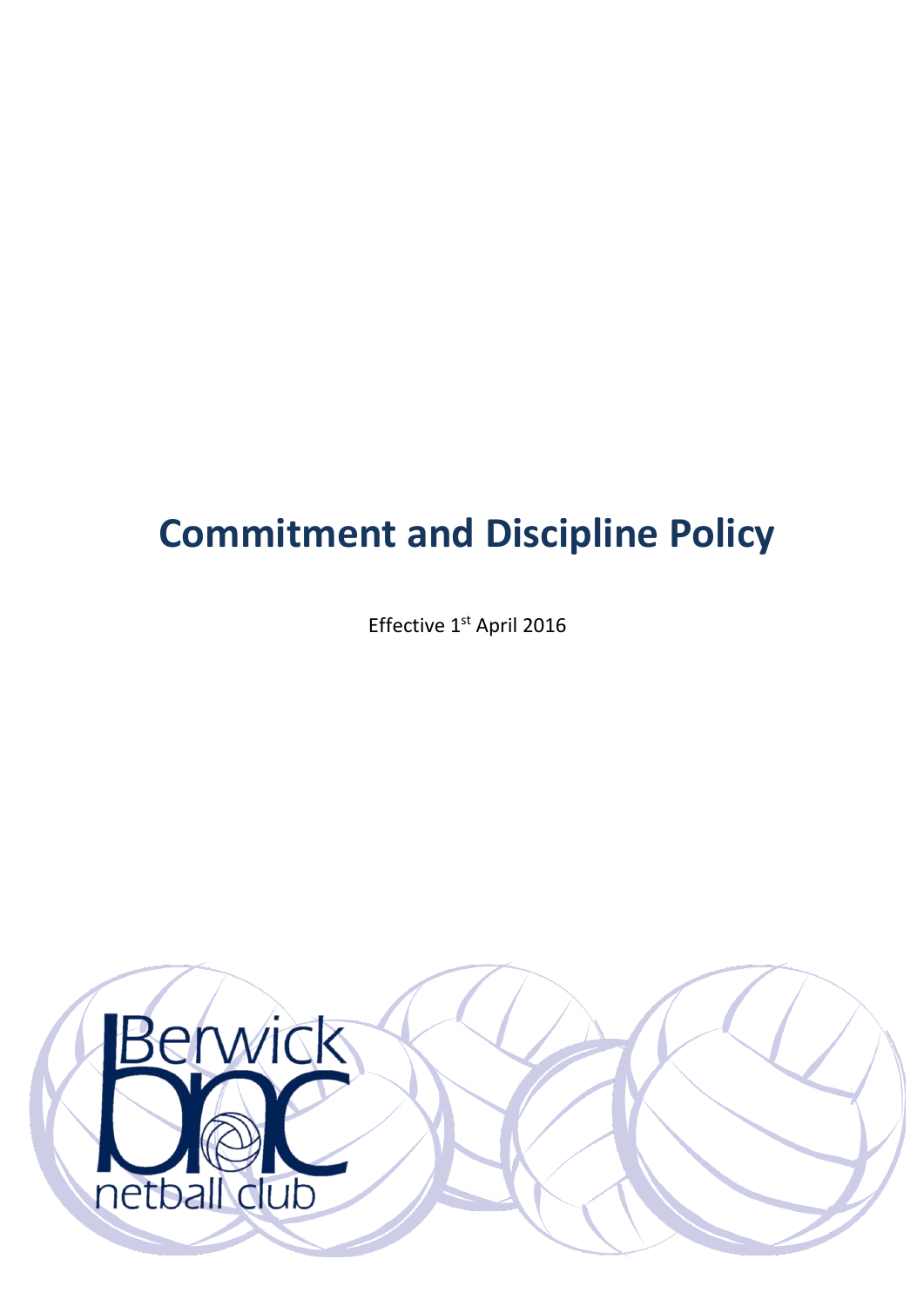# Commitment and Discipline Policy

Effective 1st April 2016

Berwick bnc netball club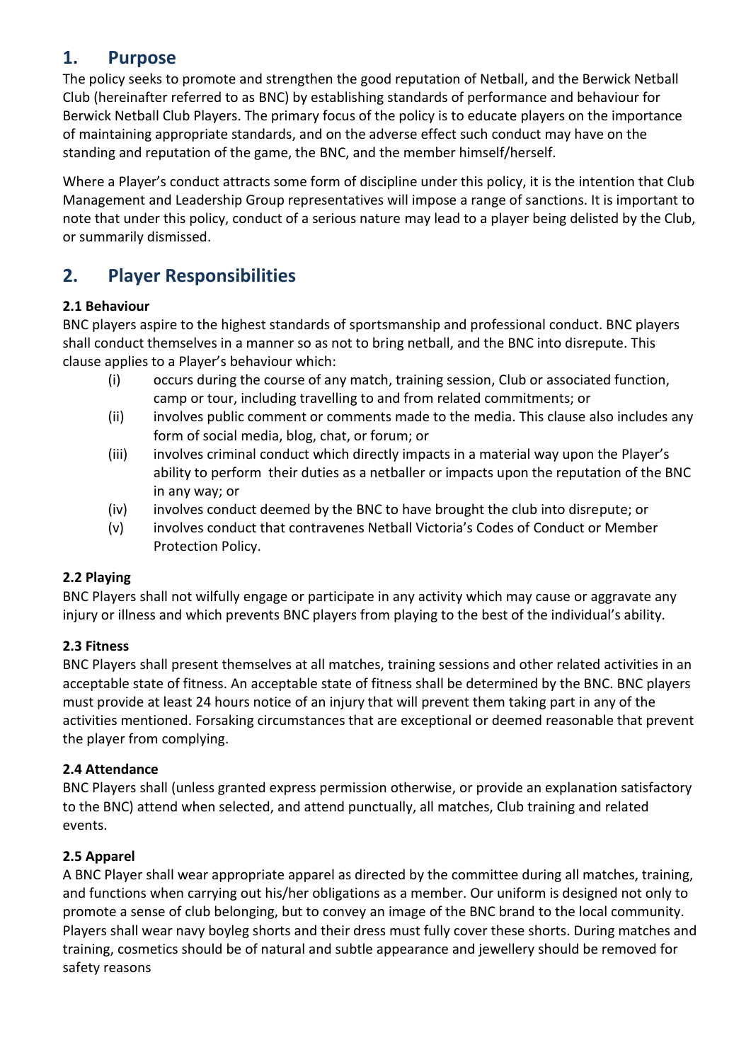## 1. Purpose

The policy seeks to promote and strengthen the good reputation of Netball, and the Berwick Netball Club (hereinafter referred to as BNC) by establishing standards of performance and behaviour for Berwick Netball Club Players. The primary focus of the policy is to educate players on the importance of maintaining appropriate standards, and on the adverse effect such conduct may have on the standing and reputation of the game, the BNC, and the member himself/herself.

Where a Player's conduct attracts some form of discipline under this policy, it is the intention that Club Management and Leadership Group representatives will impose a range of sanctions. It is important to note that under this policy, conduct of a serious nature may lead to a player being delisted by the Club, or summarily dismissed.

## 2. Player Responsibilities

### 2.1 Behaviour

BNC players aspire to the highest standards of sportsmanship and professional conduct. BNC players shall conduct themselves in a manner so as not to bring netball, and the BNC into disrepute. This clause applies to a Player's behaviour which:

(i) occurs during the course of any match, training session, Club or associated function, camp or tour, including travelling to and from related commitments; or

(ii) involves public comment or comments made to the media. This clause also includes any form of social media, blog, chat, or forum; or

(iii) involves criminal conduct which directly impacts in a material way upon the Player's ability to perform their duties as a netballer or impacts upon the reputation of the BNC in any way; or

(iv) involves conduct deemed by the BNC to have brought the club into disrepute; or

(v) involves conduct that contravenes Netball Victoria's Codes of Conduct or Member Protection Policy.

### 2.2 Playing

BNC Players shall not wilfully engage or participate in any activity which may cause or aggravate any injury or illness and which prevents BNC players from playing to the best of the individual's ability.

### 2.3 Fitness

BNC Players shall present themselves at all matches, training sessions and other related activities in an acceptable state of fitness. An acceptable state of fitness shall be determined by the BNC. BNC players must provide at least 24 hours notice of an injury that will prevent them taking part in any of the activities mentioned. Forsaking circumstances that are exceptional or deemed reasonable that prevent the player from complying.

### 2.4 Attendance

BNC Players shall (unless granted express permission otherwise, or provide an explanation satisfactory to the BNC) attend when selected, and attend punctually, all matches, Club training and related events.

### 2.5 Apparel

A BNC Player shall wear appropriate apparel as directed by the committee during all matches, training, and functions when carrying out his/her obligations as a member. Our uniform is designed not only to promote a sense of club belonging, but to convey an image of the BNC brand to the local community. Players shall wear navy boyleg shorts and their dress must fully cover these shorts. During matches and training, cosmetics should be of natural and subtle appearance and jewellery should be removed for safety reasons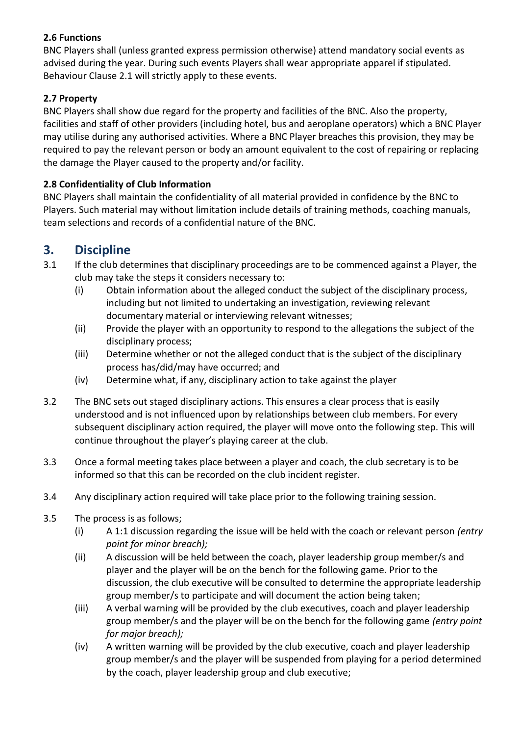**2.6 Functions**

BNC Players shall (unless granted express permission otherwise) attend mandatory social events as advised during the year. During such events Players shall wear appropriate apparel if stipulated. Behaviour Clause 2.1 will strictly apply to these events.

**2.7 Property**

BNC Players shall show due regard for the property and facilities of the BNC. Also the property, facilities and staff of other providers (including hotel, bus and aeroplane operators) which a BNC Player may utilise during any authorised activities. Where a BNC Player breaches this provision, they may be required to pay the relevant person or body an amount equivalent to the cost of repairing or replacing the damage the Player caused to the property and/or facility.

**2.8 Confidentiality of Club Information**

BNC Players shall maintain the confidentiality of all material provided in confidence by the BNC to Players. Such material may without limitation include details of training methods, coaching manuals, team selections and records of a confidential nature of the BNC.

## 3. Discipline

3.1 If the club determines that disciplinary proceedings are to be commenced against a Player, the club may take the steps it considers necessary to:

- (i) Obtain information about the alleged conduct the subject of the disciplinary process, including but not limited to undertaking an investigation, reviewing relevant documentary material or interviewing relevant witnesses;
- (ii) Provide the player with an opportunity to respond to the allegations the subject of the disciplinary process;
- (iii) Determine whether or not the alleged conduct that is the subject of the disciplinary process has/did/may have occurred; and
- (iv) Determine what, if any, disciplinary action to take against the player

3.2 The BNC sets out staged disciplinary actions. This ensures a clear process that is easily understood and is not influenced upon by relationships between club members. For every subsequent disciplinary action required, the player will move onto the following step. This will continue throughout the player's playing career at the club.

3.3 Once a formal meeting takes place between a player and coach, the club secretary is to be informed so that this can be recorded on the club incident register.

3.4 Any disciplinary action required will take place prior to the following training session.

3.5 The process is as follows;

- (i) A 1:1 discussion regarding the issue will be held with the coach or relevant person *(entry point for minor breach);*
- (ii) A discussion will be held between the coach, player leadership group member/s and player and the player will be on the bench for the following game. Prior to the discussion, the club executive will be consulted to determine the appropriate leadership group member/s to participate and will document the action being taken;
- (iii) A verbal warning will be provided by the club executives, coach and player leadership group member/s and the player will be on the bench for the following game *(entry point for major breach);*
- (iv) A written warning will be provided by the club executive, coach and player leadership group member/s and the player will be suspended from playing for a period determined by the coach, player leadership group and club executive;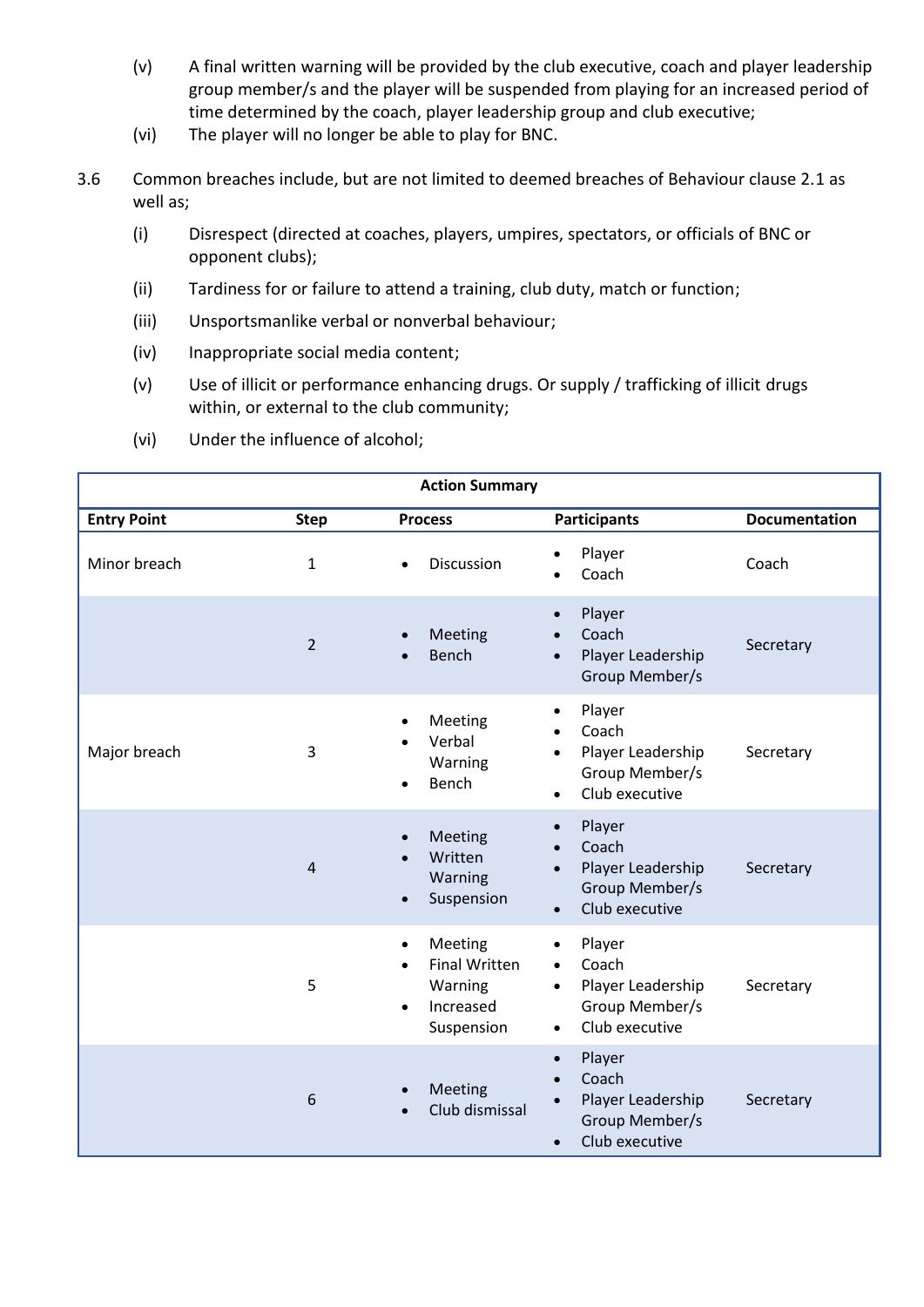(v) A final written warning will be provided by the club executive, coach and player leadership group member/s and the player will be suspended from playing for an increased period of time determined by the coach, player leadership group and club executive;

(vi) The player will no longer be able to play for BNC.

3.6 Common breaches include, but are not limited to deemed breaches of Behaviour clause 2.1 as well as;

(i) Disrespect (directed at coaches, players, umpires, spectators, or officials of BNC or opponent clubs);

(ii) Tardiness for or failure to attend a training, club duty, match or function;

(iii) Unsportsmanlike verbal or nonverbal behaviour;

(iv) Inappropriate social media content;

(v) Use of illicit or performance enhancing drugs. Or supply / trafficking of illicit drugs within, or external to the club community;

(vi) Under the influence of alcohol;

| **Action Summary** | | | | |
|---|---|---|---|---|
| **Entry Point** | **Step** | **Process** | **Participants** | **Documentation** |
| Minor breach | 1 | • Discussion | • Player<br>• Coach | Coach |
| | 2 | • Meeting<br>• Bench | • Player<br>• Coach<br>• Player Leadership Group Member/s | Secretary |
| Major breach | 3 | • Meeting<br>• Verbal Warning<br>• Bench | • Player<br>• Coach<br>• Player Leadership Group Member/s<br>• Club executive | Secretary |
| | 4 | • Meeting<br>• Written Warning<br>• Suspension | • Player<br>• Coach<br>• Player Leadership Group Member/s<br>• Club executive | Secretary |
| | 5 | • Meeting<br>• Final Written Warning<br>• Increased Suspension | • Player<br>• Coach<br>• Player Leadership Group Member/s<br>• Club executive | Secretary |
| | 6 | • Meeting<br>• Club dismissal | • Player<br>• Coach<br>• Player Leadership Group Member/s<br>• Club executive | Secretary |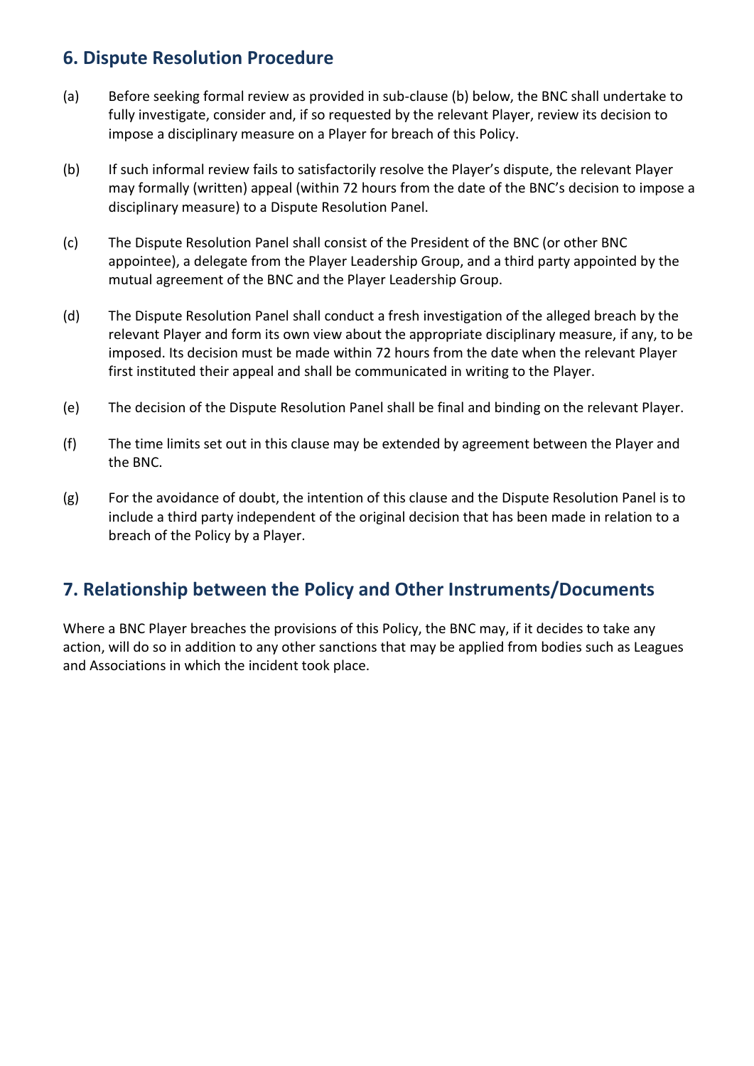## 6. Dispute Resolution Procedure

(a) Before seeking formal review as provided in sub-clause (b) below, the BNC shall undertake to fully investigate, consider and, if so requested by the relevant Player, review its decision to impose a disciplinary measure on a Player for breach of this Policy.

(b) If such informal review fails to satisfactorily resolve the Player's dispute, the relevant Player may formally (written) appeal (within 72 hours from the date of the BNC's decision to impose a disciplinary measure) to a Dispute Resolution Panel.

(c) The Dispute Resolution Panel shall consist of the President of the BNC (or other BNC appointee), a delegate from the Player Leadership Group, and a third party appointed by the mutual agreement of the BNC and the Player Leadership Group.

(d) The Dispute Resolution Panel shall conduct a fresh investigation of the alleged breach by the relevant Player and form its own view about the appropriate disciplinary measure, if any, to be imposed. Its decision must be made within 72 hours from the date when the relevant Player first instituted their appeal and shall be communicated in writing to the Player.

(e) The decision of the Dispute Resolution Panel shall be final and binding on the relevant Player.

(f) The time limits set out in this clause may be extended by agreement between the Player and the BNC.

(g) For the avoidance of doubt, the intention of this clause and the Dispute Resolution Panel is to include a third party independent of the original decision that has been made in relation to a breach of the Policy by a Player.

## 7. Relationship between the Policy and Other Instruments/Documents

Where a BNC Player breaches the provisions of this Policy, the BNC may, if it decides to take any action, will do so in addition to any other sanctions that may be applied from bodies such as Leagues and Associations in which the incident took place.